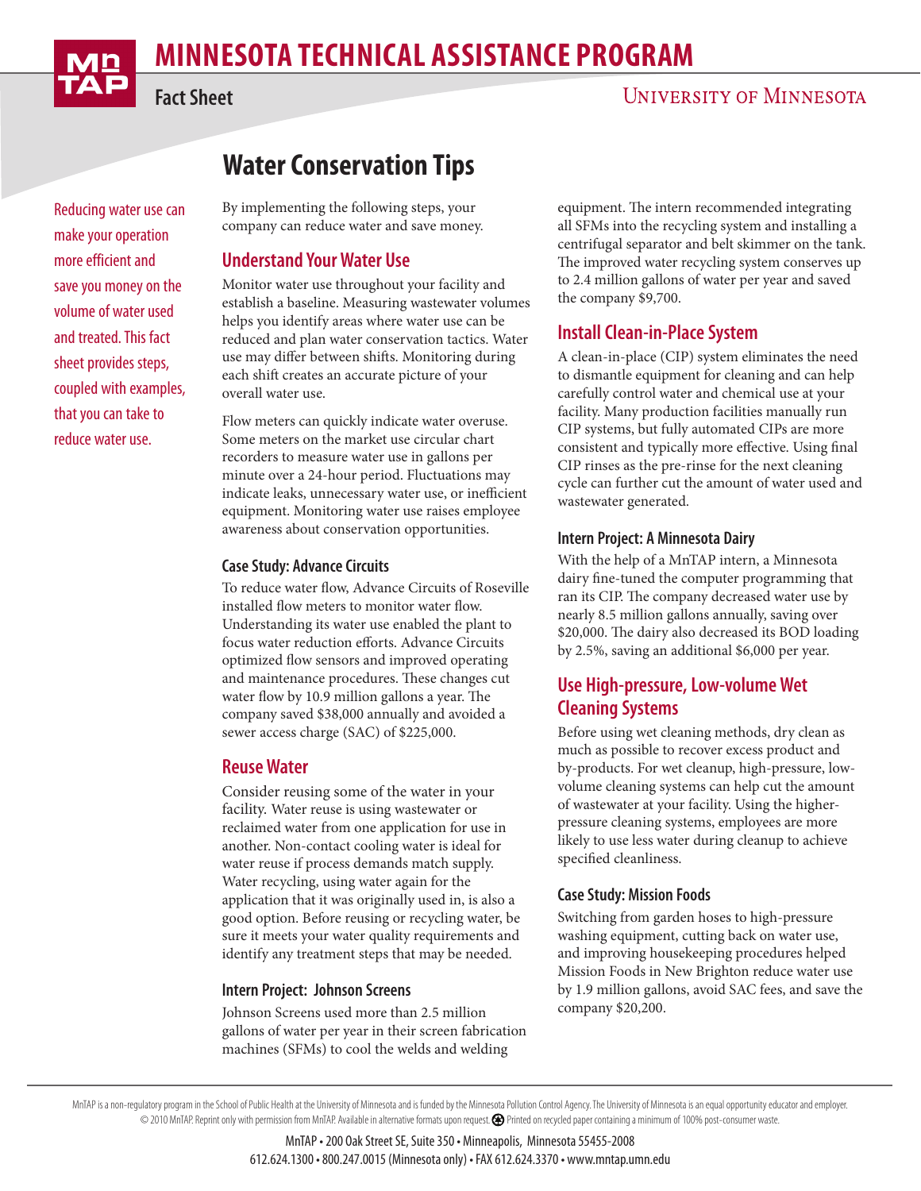# MINNESOTA TECHNICAL ASSISTANCE PROGRAM

**Fact Sheet**

UNIVERSITY OF MINNESOTA

## Water Conservation Tips

Reducing water use can make your operation more efficient and save you money on the volume of water used and treated. This fact sheet provides steps, coupled with examples, that you can take to reduce water use.

By implementing the following steps, your company can reduce water and save money.

### Understand Your Water Use

Monitor water use throughout your facility and establish a baseline. Measuring wastewater volumes helps you identify areas where water use can be reduced and plan water conservation tactics. Water use may differ between shifts. Monitoring during each shift creates an accurate picture of your overall water use.

Flow meters can quickly indicate water overuse. Some meters on the market use circular chart recorders to measure water use in gallons per minute over a 24-hour period. Fluctuations may indicate leaks, unnecessary water use, or inefficient equipment. Monitoring water use raises employee awareness about conservation opportunities.

#### Case Study: Advance Circuits

To reduce water flow, Advance Circuits of Roseville installed flow meters to monitor water flow. Understanding its water use enabled the plant to focus water reduction efforts. Advance Circuits optimized flow sensors and improved operating and maintenance procedures. These changes cut water flow by 10.9 million gallons a year. The company saved $38,000 annually and avoided a sewer access charge (SAC) of $225,000.

### Reuse Water

Consider reusing some of the water in your facility. Water reuse is using wastewater or reclaimed water from one application for use in another. Non-contact cooling water is ideal for water reuse if process demands match supply. Water recycling, using water again for the application that it was originally used in, is also a good option. Before reusing or recycling water, be sure it meets your water quality requirements and identify any treatment steps that may be needed.

#### Intern Project: Johnson Screens

Johnson Screens used more than 2.5 million gallons of water per year in their screen fabrication machines (SFMs) to cool the welds and welding equipment. The intern recommended integrating all SFMs into the recycling system and installing a centrifugal separator and belt skimmer on the tank. The improved water recycling system conserves up to 2.4 million gallons of water per year and saved the company $9,700.

### Install Clean-in-Place System

A clean-in-place (CIP) system eliminates the need to dismantle equipment for cleaning and can help carefully control water and chemical use at your facility. Many production facilities manually run CIP systems, but fully automated CIPs are more consistent and typically more effective. Using final CIP rinses as the pre-rinse for the next cleaning cycle can further cut the amount of water used and wastewater generated.

#### Intern Project: A Minnesota Dairy

With the help of a MnTAP intern, a Minnesota dairy fine-tuned the computer programming that ran its CIP. The company decreased water use by nearly 8.5 million gallons annually, saving over $20,000. The dairy also decreased its BOD loading by 2.5%, saving an additional $6,000 per year.

### Use High-pressure, Low-volume Wet Cleaning Systems

Before using wet cleaning methods, dry clean as much as possible to recover excess product and by-products. For wet cleanup, high-pressure, low-volume cleaning systems can help cut the amount of wastewater at your facility. Using the higher-pressure cleaning systems, employees are more likely to use less water during cleanup to achieve specified cleanliness.

#### Case Study: Mission Foods

Switching from garden hoses to high-pressure washing equipment, cutting back on water use, and improving housekeeping procedures helped Mission Foods in New Brighton reduce water use by 1.9 million gallons, avoid SAC fees, and save the company $20,200.

MnTAP is a non-regulatory program in the School of Public Health at the University of Minnesota and is funded by the Minnesota Pollution Control Agency. The University of Minnesota is an equal opportunity educator and employer. © 2010 MnTAP. Reprint only with permission from MnTAP. Available in alternative formats upon request. Printed on recycled paper containing a minimum of 100% post-consumer waste.

MnTAP • 200 Oak Street SE, Suite 350 • Minneapolis, Minnesota 55455-2008
612.624.1300 • 800.247.0015 (Minnesota only) • FAX 612.624.3370 • www.mntap.umn.edu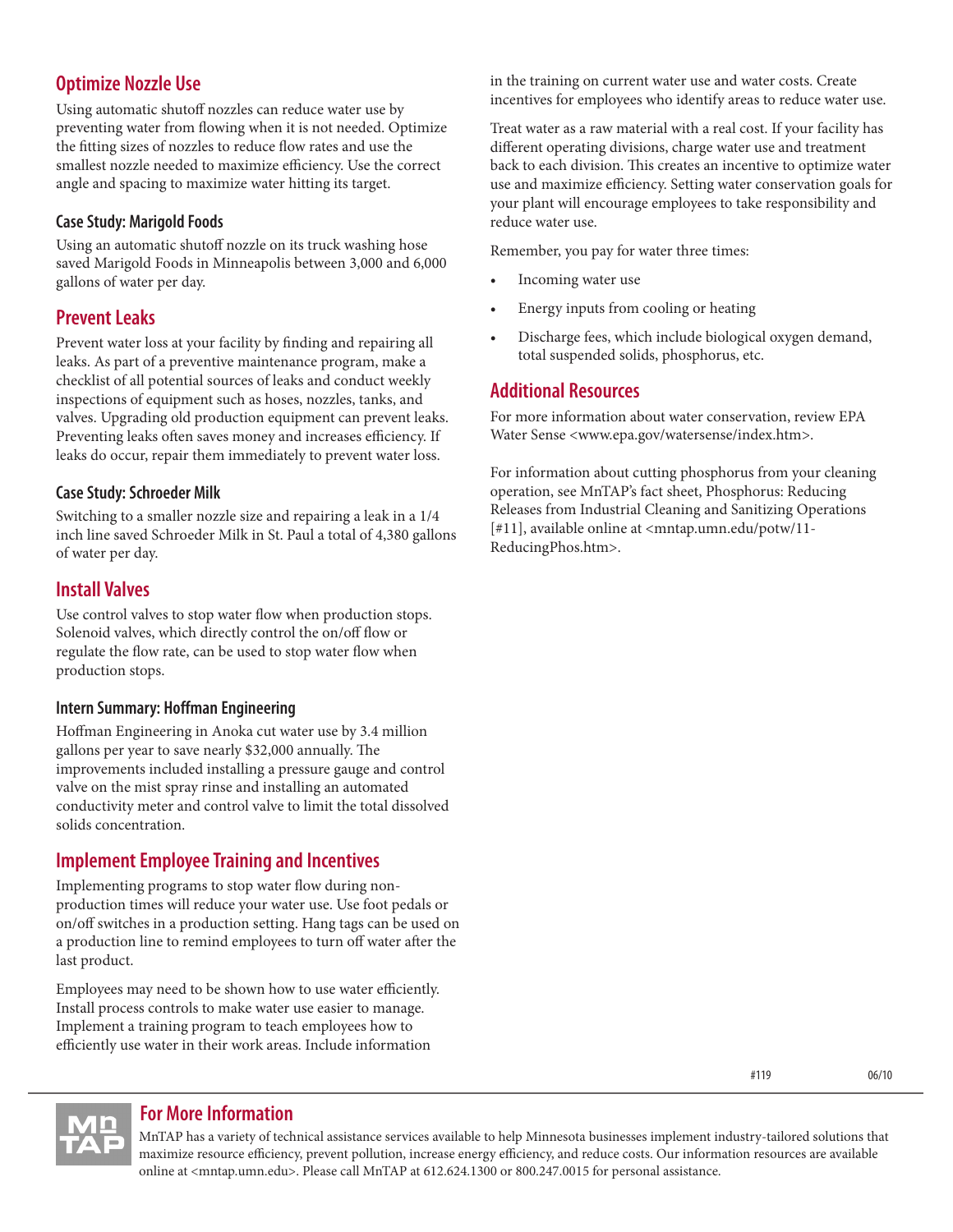## Optimize Nozzle Use

Using automatic shutoff nozzles can reduce water use by preventing water from flowing when it is not needed. Optimize the fitting sizes of nozzles to reduce flow rates and use the smallest nozzle needed to maximize efficiency. Use the correct angle and spacing to maximize water hitting its target.

### Case Study: Marigold Foods

Using an automatic shutoff nozzle on its truck washing hose saved Marigold Foods in Minneapolis between 3,000 and 6,000 gallons of water per day.

## Prevent Leaks

Prevent water loss at your facility by finding and repairing all leaks. As part of a preventive maintenance program, make a checklist of all potential sources of leaks and conduct weekly inspections of equipment such as hoses, nozzles, tanks, and valves. Upgrading old production equipment can prevent leaks. Preventing leaks often saves money and increases efficiency. If leaks do occur, repair them immediately to prevent water loss.

### Case Study: Schroeder Milk

Switching to a smaller nozzle size and repairing a leak in a 1/4 inch line saved Schroeder Milk in St. Paul a total of 4,380 gallons of water per day.

## Install Valves

Use control valves to stop water flow when production stops. Solenoid valves, which directly control the on/off flow or regulate the flow rate, can be used to stop water flow when production stops.

### Intern Summary: Hoffman Engineering

Hoffman Engineering in Anoka cut water use by 3.4 million gallons per year to save nearly $32,000 annually. The improvements included installing a pressure gauge and control valve on the mist spray rinse and installing an automated conductivity meter and control valve to limit the total dissolved solids concentration.

## Implement Employee Training and Incentives

Implementing programs to stop water flow during non-production times will reduce your water use. Use foot pedals or on/off switches in a production setting. Hang tags can be used on a production line to remind employees to turn off water after the last product.

Employees may need to be shown how to use water efficiently. Install process controls to make water use easier to manage. Implement a training program to teach employees how to efficiently use water in their work areas. Include information in the training on current water use and water costs. Create incentives for employees who identify areas to reduce water use.

Treat water as a raw material with a real cost. If your facility has different operating divisions, charge water use and treatment back to each division. This creates an incentive to optimize water use and maximize efficiency. Setting water conservation goals for your plant will encourage employees to take responsibility and reduce water use.

Remember, you pay for water three times:

- Incoming water use
- Energy inputs from cooling or heating
- Discharge fees, which include biological oxygen demand, total suspended solids, phosphorus, etc.

## Additional Resources

For more information about water conservation, review EPA Water Sense <www.epa.gov/watersense/index.htm>.

For information about cutting phosphorus from your cleaning operation, see MnTAP's fact sheet, Phosphorus: Reducing Releases from Industrial Cleaning and Sanitizing Operations [#11], available online at <mntap.umn.edu/potw/11-ReducingPhos.htm>.

#119 06/10

## For More Information

MnTAP has a variety of technical assistance services available to help Minnesota businesses implement industry-tailored solutions that maximize resource efficiency, prevent pollution, increase energy efficiency, and reduce costs. Our information resources are available online at <mntap.umn.edu>. Please call MnTAP at 612.624.1300 or 800.247.0015 for personal assistance.